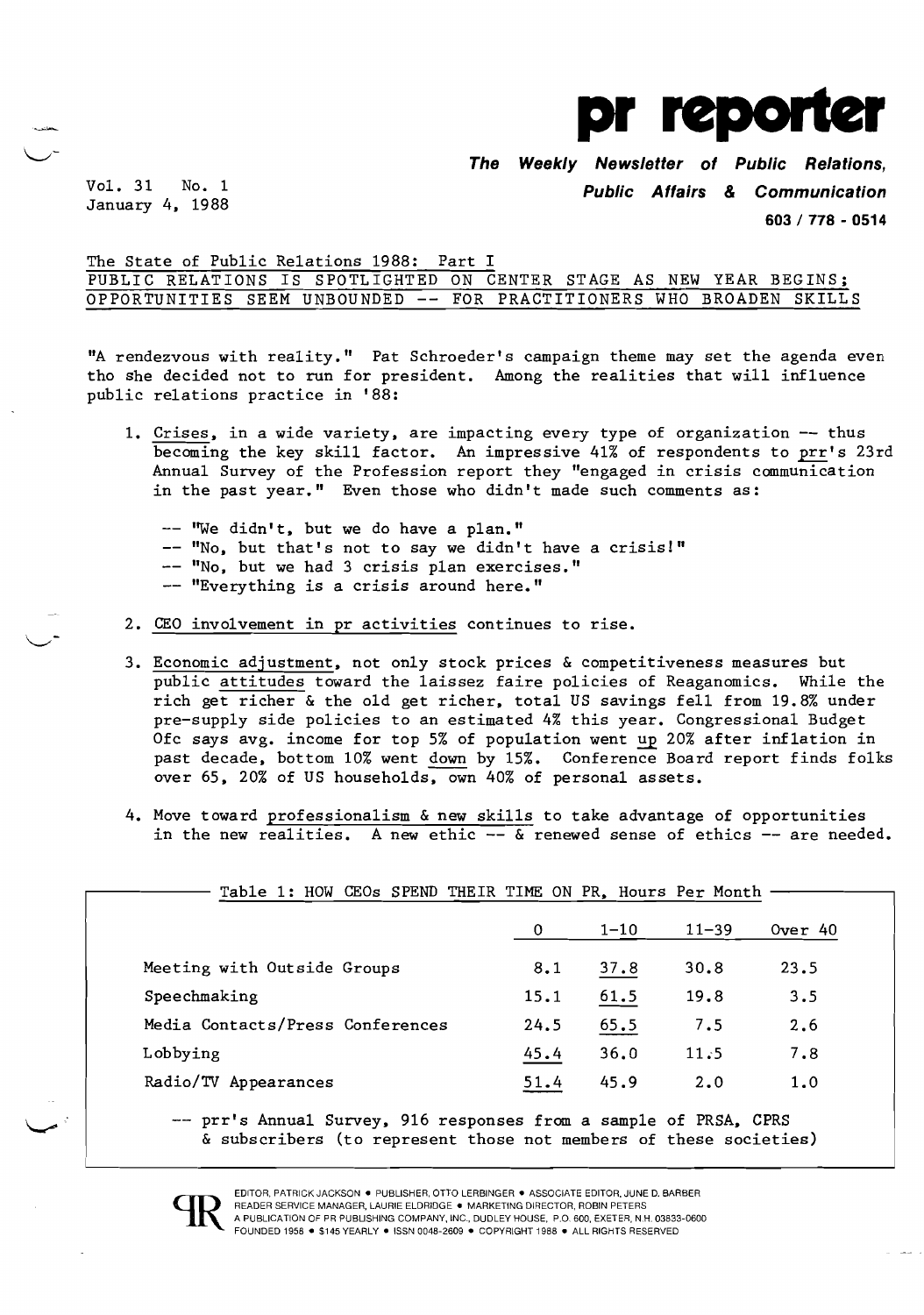# pr reporter

**The Weekly Newsletter of Public Relations, Public Affairs & Communication**

**603 / 778 - 0514**

Vol. 31 No. 1
January 4, 1988

## The State of Public Relations 1988: Part I
## PUBLIC RELATIONS IS SPOTLIGHTED ON CENTER STAGE AS NEW YEAR BEGINS; OPPORTUNITIES SEEM UNBOUNDED -- FOR PRACTITIONERS WHO BROADEN SKILLS

"A rendezvous with reality." Pat Schroeder's campaign theme may set the agenda even tho she decided not to run for president. Among the realities that will influence public relations practice in '88:

1. Crises, in a wide variety, are impacting every type of organization -- thus becoming the key skill factor. An impressive 41% of respondents to prr's 23rd Annual Survey of the Profession report they "engaged in crisis communication in the past year." Even those who didn't made such comments as:

   -- "We didn't, but we do have a plan."
   -- "No, but that's not to say we didn't have a crisis!"
   -- "No, but we had 3 crisis plan exercises."
   -- "Everything is a crisis around here."

2. CEO involvement in pr activities continues to rise.

3. Economic adjustment, not only stock prices & competitiveness measures but public attitudes toward the laissez faire policies of Reaganomics. While the rich get richer & the old get richer, total US savings fell from 19.8% under pre-supply side policies to an estimated 4% this year. Congressional Budget Ofc says avg. income for top 5% of population went up 20% after inflation in past decade, bottom 10% went down by 15%. Conference Board report finds folks over 65, 20% of US households, own 40% of personal assets.

4. Move toward professionalism & new skills to take advantage of opportunities in the new realities. A new ethic -- & renewed sense of ethics -- are needed.

Table 1: HOW CEOs SPEND THEIR TIME ON PR, Hours Per Month

| | 0 | 1-10 | 11-39 | Over 40 |
|---|---|---|---|---|
| Meeting with Outside Groups | 8.1 | 37.8 | 30.8 | 23.5 |
| Speechmaking | 15.1 | 61.5 | 19.8 | 3.5 |
| Media Contacts/Press Conferences | 24.5 | 65.5 | 7.5 | 2.6 |
| Lobbying | 45.4 | 36.0 | 11.5 | 7.8 |
| Radio/TV Appearances | 51.4 | 45.9 | 2.0 | 1.0 |

-- prr's Annual Survey, 916 responses from a sample of PRSA, CPRS & subscribers (to represent those not members of these societies)

EDITOR, PATRICK JACKSON • PUBLISHER, OTTO LERBINGER • ASSOCIATE EDITOR, JUNE D. BARBER
READER SERVICE MANAGER, LAURIE ELDRIDGE • MARKETING DIRECTOR, ROBIN PETERS
A PUBLICATION OF PR PUBLISHING COMPANY, INC., DUDLEY HOUSE, P.O. 600, EXETER, N.H. 03833-0600
FOUNDED 1958 • $145 YEARLY • ISSN 0048-2609 • COPYRIGHT 1988 • ALL RIGHTS RESERVED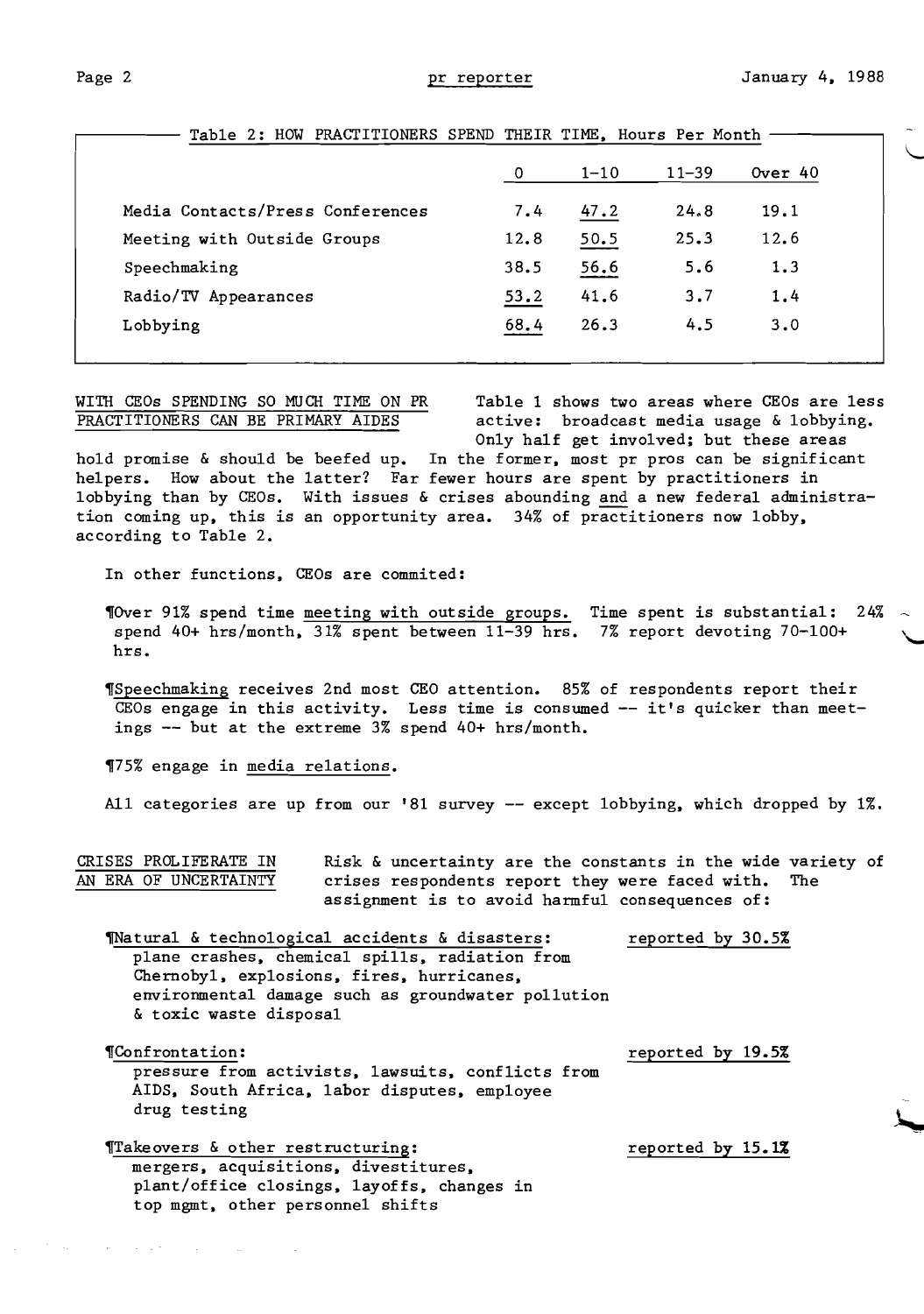Table 2: HOW PRACTITIONERS SPEND THEIR TIME, Hours Per Month

| | 0 | 1-10 | 11-39 | Over 40 |
|---|---|---|---|---|
| Media Contacts/Press Conferences | 7.4 | 47.2 | 24.8 | 19.1 |
| Meeting with Outside Groups | 12.8 | 50.5 | 25.3 | 12.6 |
| Speechmaking | 38.5 | 56.6 | 5.6 | 1.3 |
| Radio/TV Appearances | 53.2 | 41.6 | 3.7 | 1.4 |
| Lobbying | 68.4 | 26.3 | 4.5 | 3.0 |

**WITH CEOs SPENDING SO MUCH TIME ON PR PRACTITIONERS CAN BE PRIMARY AIDES**

Table 1 shows two areas where CEOs are less active: broadcast media usage & lobbying. Only half get involved; but these areas hold promise & should be beefed up. In the former, most pr pros can be significant helpers. How about the latter? Far fewer hours are spent by practitioners in lobbying than by CEOs. With issues & crises abounding and a new federal administration coming up, this is an opportunity area. 34% of practitioners now lobby, according to Table 2.

In other functions, CEOs are commited:

¶Over 91% spend time meeting with outside groups. Time spent is substantial: 24% spend 40+ hrs/month, 31% spent between 11-39 hrs. 7% report devoting 70-100+ hrs.

¶Speechmaking receives 2nd most CEO attention. 85% of respondents report their CEOs engage in this activity. Less time is consumed -- it's quicker than meetings -- but at the extreme 3% spend 40+ hrs/month.

¶75% engage in media relations.

All categories are up from our '81 survey -- except lobbying, which dropped by 1%.

**CRISES PROLIFERATE IN AN ERA OF UNCERTAINTY**

Risk & uncertainty are the constants in the wide variety of crises respondents report they were faced with. The assignment is to avoid harmful consequences of:

¶Natural & technological accidents & disasters: plane crashes, chemical spills, radiation from Chernobyl, explosions, fires, hurricanes, environmental damage such as groundwater pollution & toxic waste disposal — reported by 30.5%

¶Confrontation: pressure from activists, lawsuits, conflicts from AIDS, South Africa, labor disputes, employee drug testing — reported by 19.5%

¶Takeovers & other restructuring: mergers, acquisitions, divestitures, plant/office closings, layoffs, changes in top mgmt, other personnel shifts — reported by 15.1%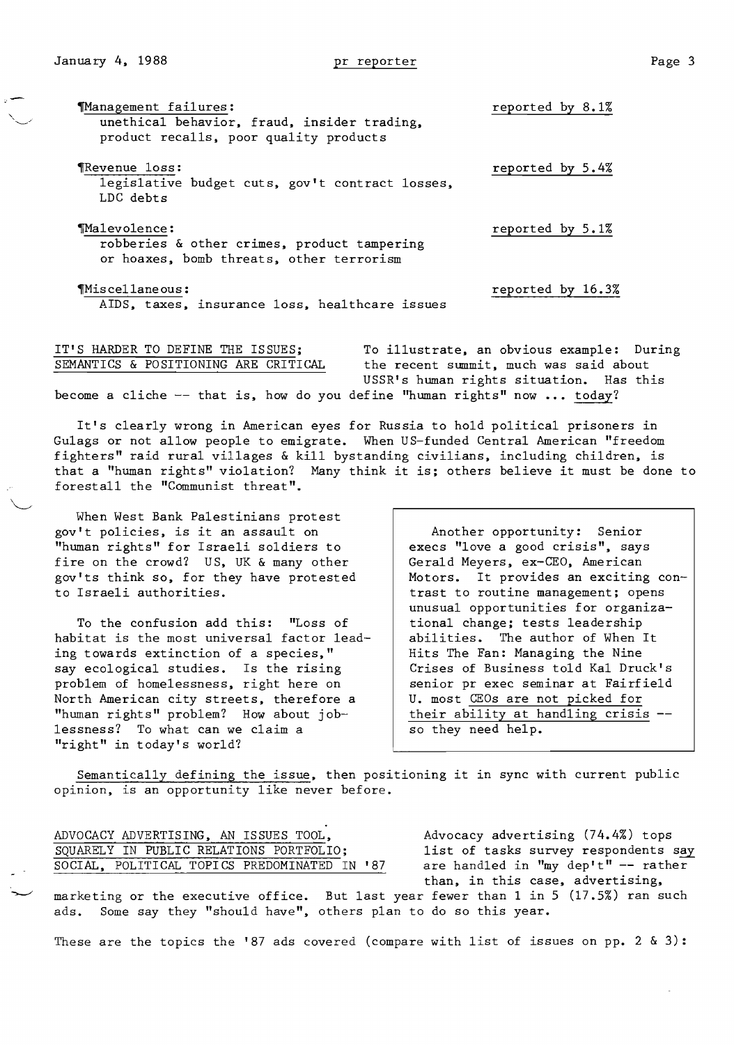¶Management failures:
unethical behavior, fraud, insider trading, product recalls, poor quality products — reported by 8.1%

¶Revenue loss:
legislative budget cuts, gov't contract losses, LDC debts — reported by 5.4%

¶Malevolence:
robberies & other crimes, product tampering or hoaxes, bomb threats, other terrorism — reported by 5.1%

¶Miscellaneous:
AIDS, taxes, insurance loss, healthcare issues — reported by 16.3%

**IT'S HARDER TO DEFINE THE ISSUES; SEMANTICS & POSITIONING ARE CRITICAL** — To illustrate, an obvious example: During the recent summit, much was said about USSR's human rights situation. Has this become a cliche -- that is, how do you define "human rights" now ... today?

It's clearly wrong in American eyes for Russia to hold political prisoners in Gulags or not allow people to emigrate. When US-funded Central American "freedom fighters" raid rural villages & kill bystanding civilians, including children, is that a "human rights" violation? Many think it is; others believe it must be done to forestall the "Communist threat".

When West Bank Palestinians protest gov't policies, is it an assault on "human rights" for Israeli soldiers to fire on the crowd? US, UK & many other gov'ts think so, for they have protested to Israeli authorities.

To the confusion add this: "Loss of habitat is the most universal factor leading towards extinction of a species," say ecological studies. Is the rising problem of homelessness, right here on North American city streets, therefore a "human rights" problem? How about joblessness? To what can we claim a "right" in today's world?

> Another opportunity: Senior execs "love a good crisis", says Gerald Meyers, ex-CEO, American Motors. It provides an exciting contrast to routine management; opens unusual opportunities for organizational change; tests leadership abilities. The author of When It Hits The Fan: Managing the Nine Crises of Business told Kal Druck's senior pr exec seminar at Fairfield U. most CEOs are not picked for their ability at handling crisis -- so they need help.

Semantically defining the issue, then positioning it in sync with current public opinion, is an opportunity like never before.

**ADVOCACY ADVERTISING, AN ISSUES TOOL, SQUARELY IN PUBLIC RELATIONS PORTFOLIO; SOCIAL, POLITICAL TOPICS PREDOMINATED IN '87** — Advocacy advertising (74.4%) tops list of tasks survey respondents say are handled in "my dep't" -- rather than, in this case, advertising, marketing or the executive office. But last year fewer than 1 in 5 (17.5%) ran such ads. Some say they "should have", others plan to do so this year.

These are the topics the '87 ads covered (compare with list of issues on pp. 2 & 3):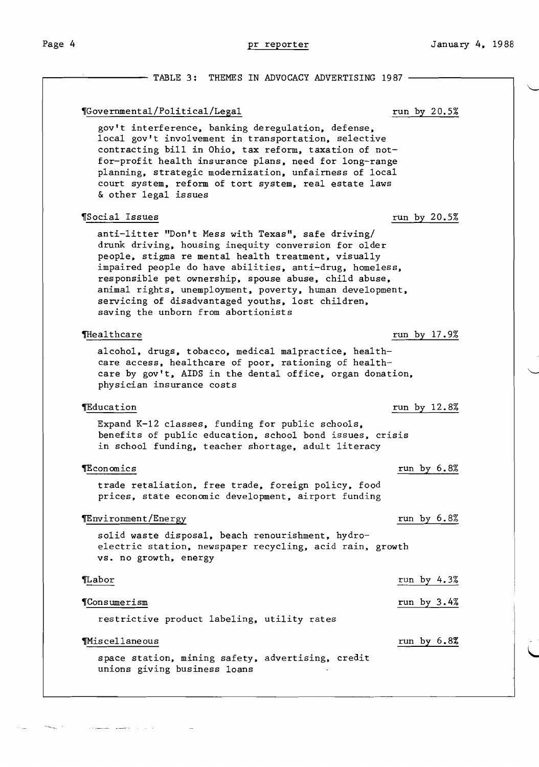## TABLE 3: THEMES IN ADVOCACY ADVERTISING 1987

¶Governmental/Political/Legal — run by 20.5%

gov't interference, banking deregulation, defense, local gov't involvement in transportation, selective contracting bill in Ohio, tax reform, taxation of not-for-profit health insurance plans, need for long-range planning, strategic modernization, unfairness of local court system, reform of tort system, real estate laws & other legal issues

¶Social Issues — run by 20.5%

anti-litter "Don't Mess with Texas", safe driving/ drunk driving, housing inequity conversion for older people, stigma re mental health treatment, visually impaired people do have abilities, anti-drug, homeless, responsible pet ownership, spouse abuse, child abuse, animal rights, unemployment, poverty, human development, servicing of disadvantaged youths, lost children, saving the unborn from abortionists

¶Healthcare — run by 17.9%

alcohol, drugs, tobacco, medical malpractice, healthcare access, healthcare of poor, rationing of healthcare by gov't, AIDS in the dental office, organ donation, physician insurance costs

¶Education — run by 12.8%

Expand K-12 classes, funding for public schools, benefits of public education, school bond issues, crisis in school funding, teacher shortage, adult literacy

¶Economics — run by 6.8%

trade retaliation, free trade, foreign policy, food prices, state economic development, airport funding

¶Environment/Energy — run by 6.8%

solid waste disposal, beach renourishment, hydroelectric station, newspaper recycling, acid rain, growth vs. no growth, energy

¶Labor — run by 4.3%

¶Consumerism — run by 3.4%

restrictive product labeling, utility rates

¶Miscellaneous — run by 6.8%

space station, mining safety, advertising, credit unions giving business loans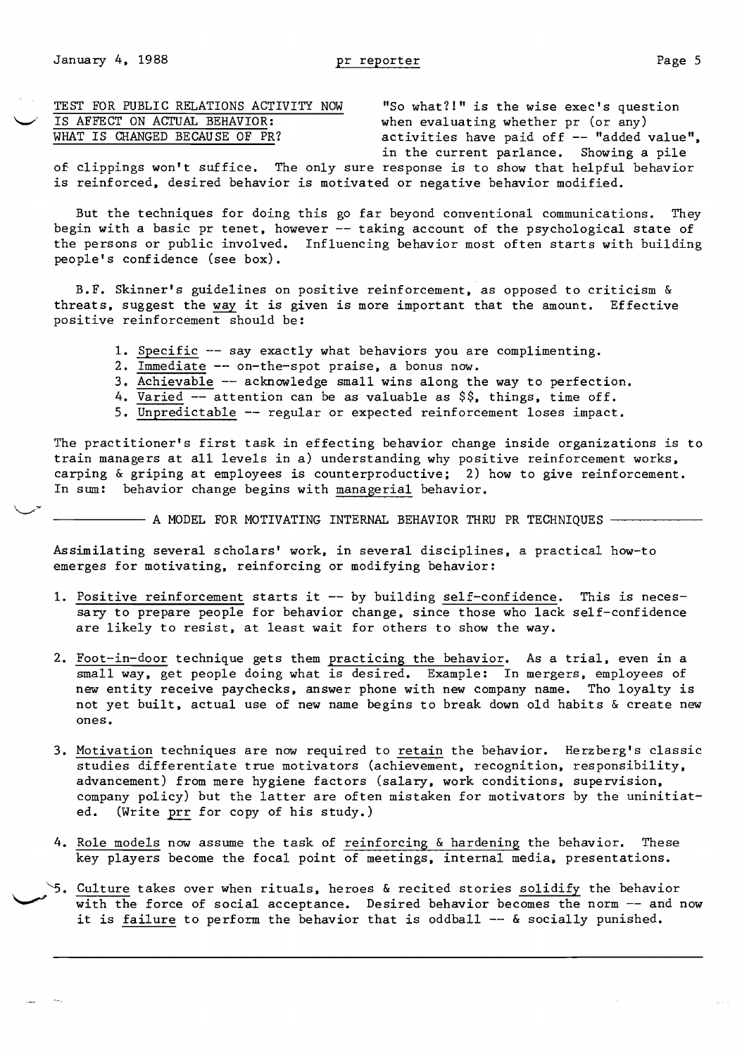## TEST FOR PUBLIC RELATIONS ACTIVITY NOW IS AFFECT ON ACTUAL BEHAVIOR: WHAT IS CHANGED BECAUSE OF PR?

"So what?!" is the wise exec's question when evaluating whether pr (or any) activities have paid off -- "added value", in the current parlance. Showing a pile of clippings won't suffice. The only sure response is to show that helpful behavior is reinforced, desired behavior is motivated or negative behavior modified.

But the techniques for doing this go far beyond conventional communications. They begin with a basic pr tenet, however -- taking account of the psychological state of the persons or public involved. Influencing behavior most often starts with building people's confidence (see box).

B.F. Skinner's guidelines on positive reinforcement, as opposed to criticism & threats, suggest the way it is given is more important that the amount. Effective positive reinforcement should be:

1. Specific -- say exactly what behaviors you are complimenting.
2. Immediate -- on-the-spot praise, a bonus now.
3. Achievable -- acknowledge small wins along the way to perfection.
4. Varied -- attention can be as valuable as $$, things, time off.
5. Unpredictable -- regular or expected reinforcement loses impact.

The practitioner's first task in effecting behavior change inside organizations is to train managers at all levels in a) understanding why positive reinforcement works, carping & griping at employees is counterproductive; 2) how to give reinforcement. In sum: behavior change begins with managerial behavior.

### A MODEL FOR MOTIVATING INTERNAL BEHAVIOR THRU PR TECHNIQUES

Assimilating several scholars' work, in several disciplines, a practical how-to emerges for motivating, reinforcing or modifying behavior:

1. Positive reinforcement starts it -- by building self-confidence. This is necessary to prepare people for behavior change, since those who lack self-confidence are likely to resist, at least wait for others to show the way.

2. Foot-in-door technique gets them practicing the behavior. As a trial, even in a small way, get people doing what is desired. Example: In mergers, employees of new entity receive paychecks, answer phone with new company name. Tho loyalty is not yet built, actual use of new name begins to break down old habits & create new ones.

3. Motivation techniques are now required to retain the behavior. Herzberg's classic studies differentiate true motivators (achievement, recognition, responsibility, advancement) from mere hygiene factors (salary, work conditions, supervision, company policy) but the latter are often mistaken for motivators by the uninitiated. (Write prr for copy of his study.)

4. Role models now assume the task of reinforcing & hardening the behavior. These key players become the focal point of meetings, internal media, presentations.

5. Culture takes over when rituals, heroes & recited stories solidify the behavior with the force of social acceptance. Desired behavior becomes the norm -- and now it is failure to perform the behavior that is oddball -- & socially punished.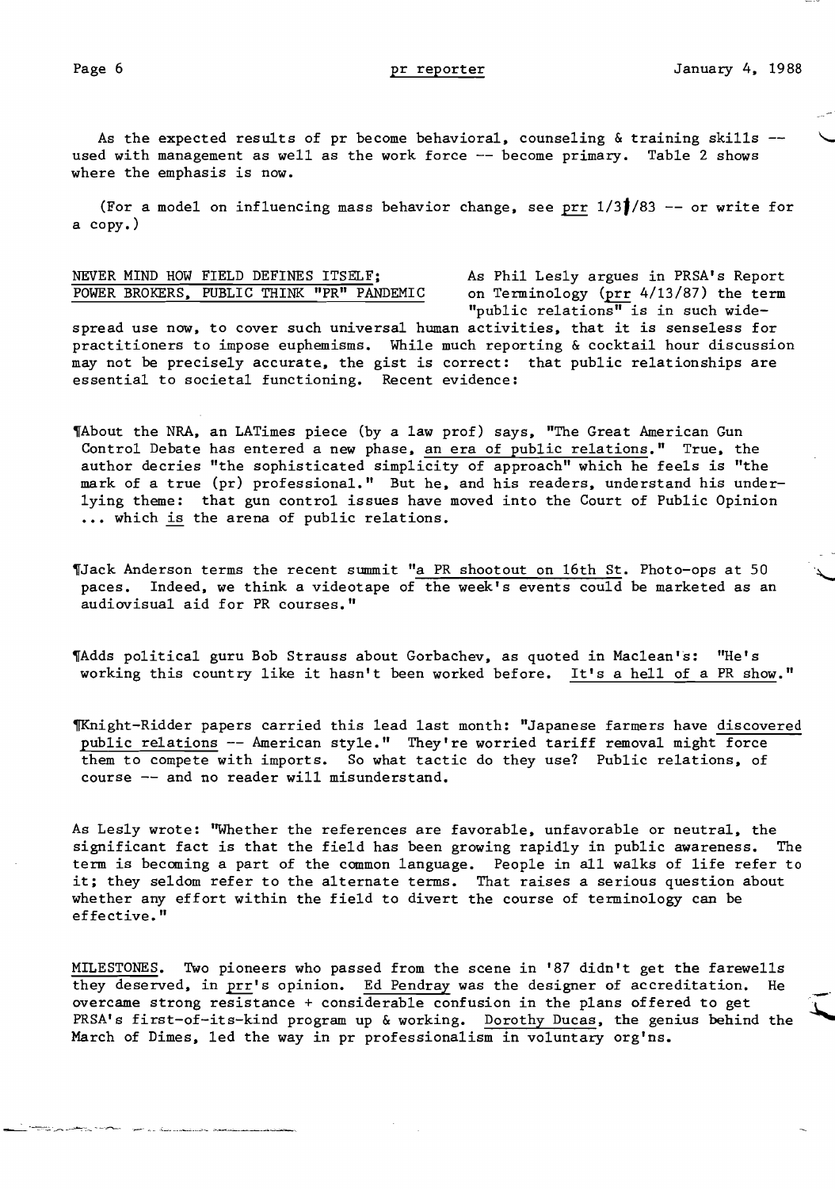As the expected results of pr become behavioral, counseling & training skills -- used with management as well as the work force -- become primary. Table 2 shows where the emphasis is now.

(For a model on influencing mass behavior change, see prr 1/31/83 -- or write for a copy.)

**NEVER MIND HOW FIELD DEFINES ITSELF; POWER BROKERS, PUBLIC THINK "PR" PANDEMIC**

As Phil Lesly argues in PRSA's Report on Terminology (prr 4/13/87) the term "public relations" is in such widespread use now, to cover such universal human activities, that it is senseless for practitioners to impose euphemisms. While much reporting & cocktail hour discussion may not be precisely accurate, the gist is correct: that public relationships are essential to societal functioning. Recent evidence:

¶About the NRA, an LATimes piece (by a law prof) says, "The Great American Gun Control Debate has entered a new phase, an era of public relations." True, the author decries "the sophisticated simplicity of approach" which he feels is "the mark of a true (pr) professional." But he, and his readers, understand his underlying theme: that gun control issues have moved into the Court of Public Opinion ... which *is* the arena of public relations.

¶Jack Anderson terms the recent summit "a PR shootout on 16th St. Photo-ops at 50 paces. Indeed, we think a videotape of the week's events could be marketed as an audiovisual aid for PR courses."

¶Adds political guru Bob Strauss about Gorbachev, as quoted in Maclean's: "He's working this country like it hasn't been worked before. It's a hell of a PR show."

¶Knight-Ridder papers carried this lead last month: "Japanese farmers have discovered public relations -- American style." They're worried tariff removal might force them to compete with imports. So what tactic do they use? Public relations, of course -- and no reader will misunderstand.

As Lesly wrote: "Whether the references are favorable, unfavorable or neutral, the significant fact is that the field has been growing rapidly in public awareness. The term is becoming a part of the common language. People in all walks of life refer to it; they seldom refer to the alternate terms. That raises a serious question about whether any effort within the field to divert the course of terminology can be effective."

**MILESTONES.** Two pioneers who passed from the scene in '87 didn't get the farewells they deserved, in prr's opinion. Ed Pendray was the designer of accreditation. He overcame strong resistance + considerable confusion in the plans offered to get PRSA's first-of-its-kind program up & working. Dorothy Ducas, the genius behind the March of Dimes, led the way in pr professionalism in voluntary org'ns.